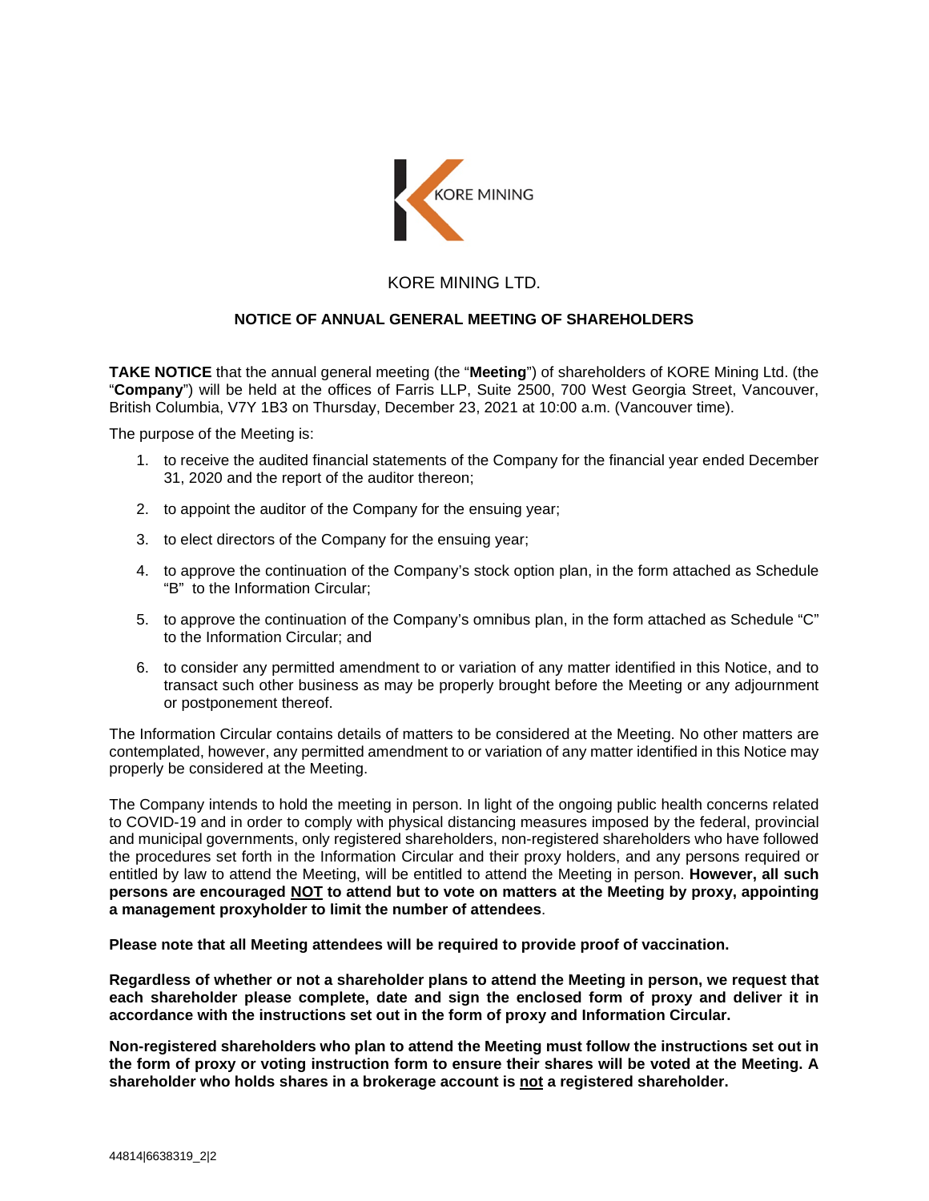KORE MINING LTD.

## NOTICE OF ANNUAL GENERAL MEETING OF SHAREHOLDERS

**TAKE NOTICE** that the annual general meeting (the "**Meeting**") of shareholders of KORE Mining Ltd. (the "**Company**") will be held at the offices of Farris LLP, Suite 2500, 700 West Georgia Street, Vancouver, British Columbia, V7Y 1B3 on Thursday, December 23, 2021 at 10:00 a.m. (Vancouver time).

The purpose of the Meeting is:

1. to receive the audited financial statements of the Company for the financial year ended December 31, 2020 and the report of the auditor thereon;
2. to appoint the auditor of the Company for the ensuing year;
3. to elect directors of the Company for the ensuing year;
4. to approve the continuation of the Company's stock option plan, in the form attached as Schedule "B" to the Information Circular;
5. to approve the continuation of the Company's omnibus plan, in the form attached as Schedule "C" to the Information Circular; and
6. to consider any permitted amendment to or variation of any matter identified in this Notice, and to transact such other business as may be properly brought before the Meeting or any adjournment or postponement thereof.

The Information Circular contains details of matters to be considered at the Meeting. No other matters are contemplated, however, any permitted amendment to or variation of any matter identified in this Notice may properly be considered at the Meeting.

The Company intends to hold the meeting in person. In light of the ongoing public health concerns related to COVID-19 and in order to comply with physical distancing measures imposed by the federal, provincial and municipal governments, only registered shareholders, non-registered shareholders who have followed the procedures set forth in the Information Circular and their proxy holders, and any persons required or entitled by law to attend the Meeting, will be entitled to attend the Meeting in person. **However, all such persons are encouraged <u>NOT</u> to attend but to vote on matters at the Meeting by proxy, appointing a management proxyholder to limit the number of attendees**.

**Please note that all Meeting attendees will be required to provide proof of vaccination.**

**Regardless of whether or not a shareholder plans to attend the Meeting in person, we request that each shareholder please complete, date and sign the enclosed form of proxy and deliver it in accordance with the instructions set out in the form of proxy and Information Circular.**

**Non-registered shareholders who plan to attend the Meeting must follow the instructions set out in the form of proxy or voting instruction form to ensure their shares will be voted at the Meeting. A shareholder who holds shares in a brokerage account is <u>not</u> a registered shareholder.**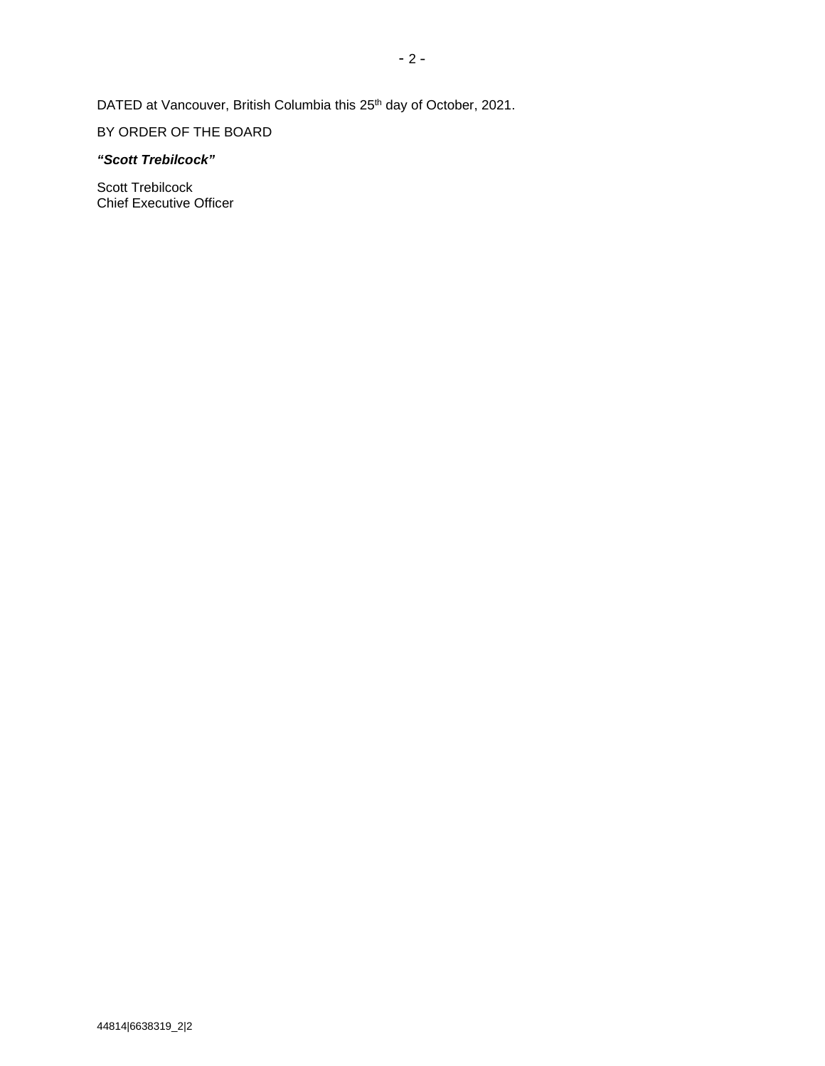DATED at Vancouver, British Columbia this 25th day of October, 2021.

BY ORDER OF THE BOARD

***"Scott Trebilcock"***

Scott Trebilcock
Chief Executive Officer

44814|6638319_2|2